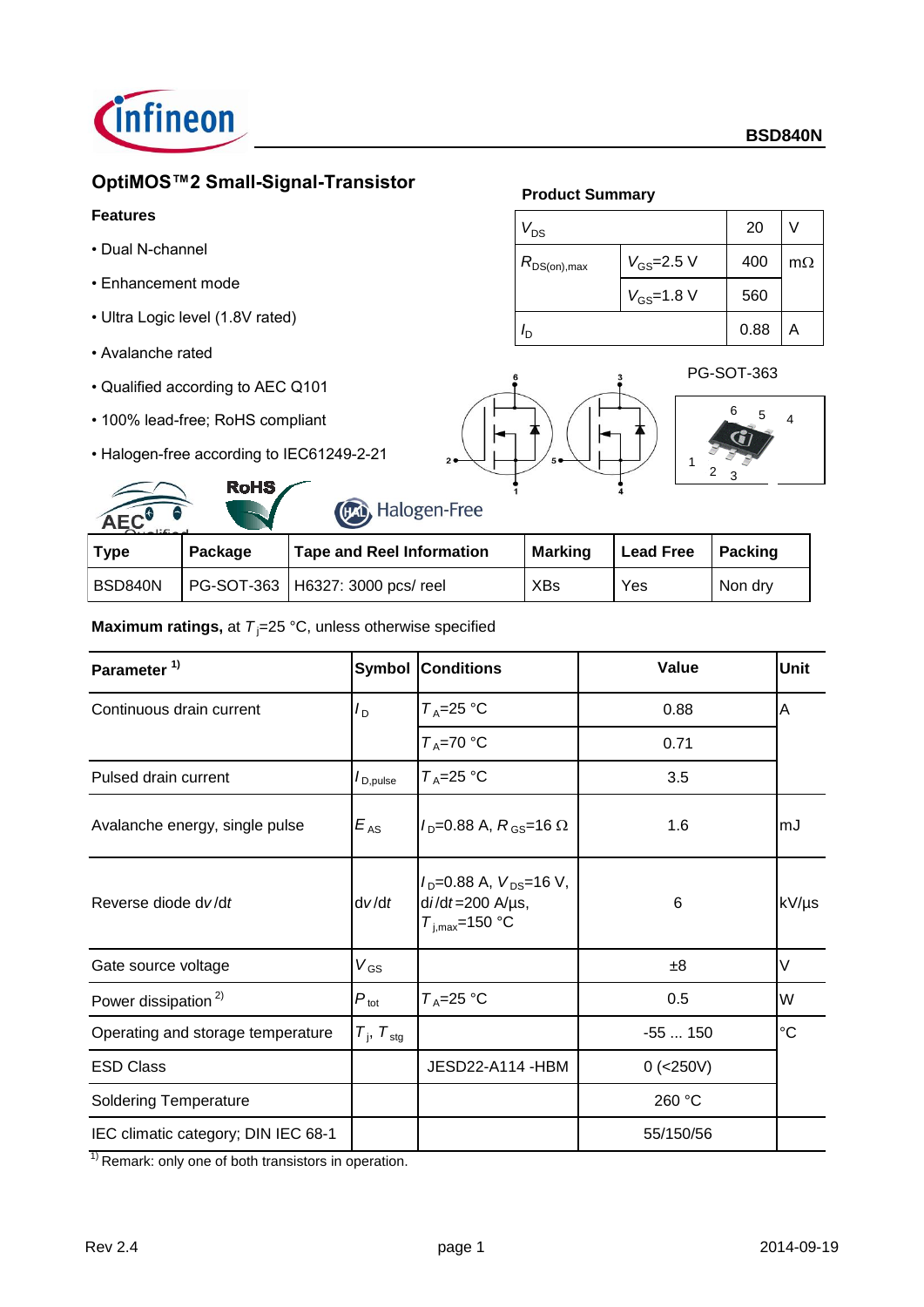BSD840N

# OptiMOS™2 Small-Signal-Transistor

### Features

- Dual N-channel
- Enhancement mode
- Ultra Logic level (1.8V rated)
- Avalanche rated
- Qualified according to AEC Q101
- 100% lead-free; RoHS compliant
- Halogen-free according to IEC61249-2-21

### Product Summary

| | | | |
|---|---|---|---|
| $V_{DS}$ | | 20 | V |
| $R_{DS(on),max}$ | $V_{GS}$=2.5 V | 400 | mΩ |
| | $V_{GS}$=1.8 V | 560 | |
| $I_D$ | | 0.88 | A |

PG-SOT-363

| Type | Package | Tape and Reel Information | Marking | Lead Free | Packing |
|---|---|---|---|---|---|
| BSD840N | PG-SOT-363 | H6327: 3000 pcs/ reel | XBs | Yes | Non dry |

**Maximum ratings,** at $T_j$=25 °C, unless otherwise specified

| Parameter [1] | Symbol | Conditions | Value | Unit |
|---|---|---|---|---|
| Continuous drain current | $I_D$ | $T_A$=25 °C | 0.88 | A |
| | | $T_A$=70 °C | 0.71 | |
| Pulsed drain current | $I_{D,pulse}$ | $T_A$=25 °C | 3.5 | |
| Avalanche energy, single pulse | $E_{AS}$ | $I_D$=0.88 A, $R_{GS}$=16 Ω | 1.6 | mJ |
| Reverse diode d*v*/d*t* | d*v*/d*t* | $I_D$=0.88 A, $V_{DS}$=16 V, d*i*/d*t*=200 A/µs, $T_{j,max}$=150 °C | 6 | kV/µs |
| Gate source voltage | $V_{GS}$ | | ±8 | V |
| Power dissipation [2] | $P_{tot}$ | $T_A$=25 °C | 0.5 | W |
| Operating and storage temperature | $T_j$, $T_{stg}$ | | -55 ... 150 | °C |
| ESD Class | | JESD22-A114 -HBM | 0 (<250V) | |
| Soldering Temperature | | | 260 °C | |
| IEC climatic category; DIN IEC 68-1 | | | 55/150/56 | |

[1] Remark: only one of both transistors in operation.

Rev 2.4 2014-09-19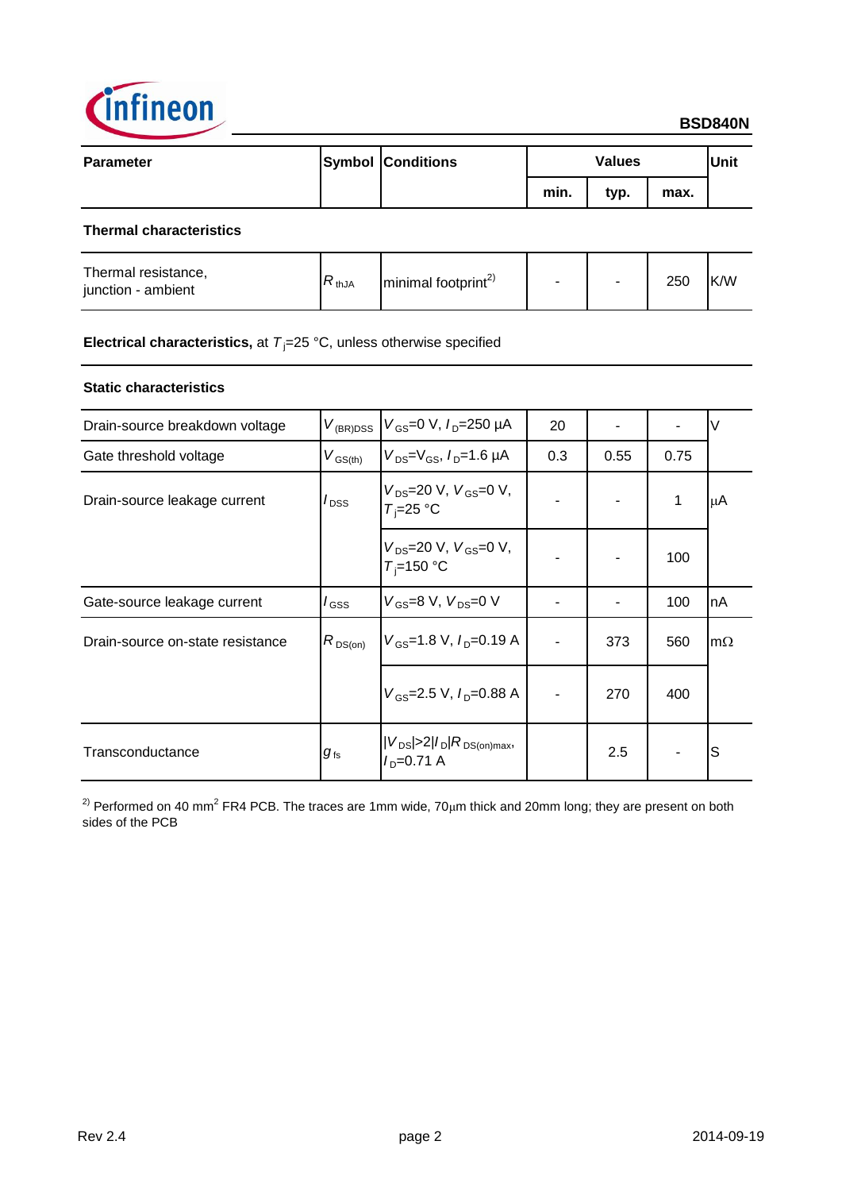| Parameter | Symbol | Conditions | Values | | | Unit |
|---|---|---|---|---|---|---|
| | | | min. | typ. | max. | |
| **Thermal characteristics** | | | | | | |
| Thermal resistance, junction - ambient | $R_{thJA}$ | minimal footprint[2)] | - | - | 250 | K/W |
| **Electrical characteristics,** at $T_j$=25 °C, unless otherwise specified | | | | | | |
| **Static characteristics** | | | | | | |
| Drain-source breakdown voltage | $V_{(BR)DSS}$ | $V_{GS}$=0 V, $I_D$=250 µA | 20 | - | - | V |
| Gate threshold voltage | $V_{GS(th)}$ | $V_{DS}$=$V_{GS}$, $I_D$=1.6 µA | 0.3 | 0.55 | 0.75 | |
| Drain-source leakage current | $I_{DSS}$ | $V_{DS}$=20 V, $V_{GS}$=0 V, $T_j$=25 °C | - | - | 1 | µA |
| | | $V_{DS}$=20 V, $V_{GS}$=0 V, $T_j$=150 °C | - | - | 100 | |
| Gate-source leakage current | $I_{GSS}$ | $V_{GS}$=8 V, $V_{DS}$=0 V | - | - | 100 | nA |
| Drain-source on-state resistance | $R_{DS(on)}$ | $V_{GS}$=1.8 V, $I_D$=0.19 A | - | 373 | 560 | mΩ |
| | | $V_{GS}$=2.5 V, $I_D$=0.88 A | - | 270 | 400 | |
| Transconductance | $g_{fs}$ | $\|V_{DS}\|>2\|I_D\|R_{DS(on)max}$, $I_D$=0.71 A | | 2.5 | - | S |

[2)] Performed on 40 mm² FR4 PCB. The traces are 1mm wide, 70µm thick and 20mm long; they are present on both sides of the PCB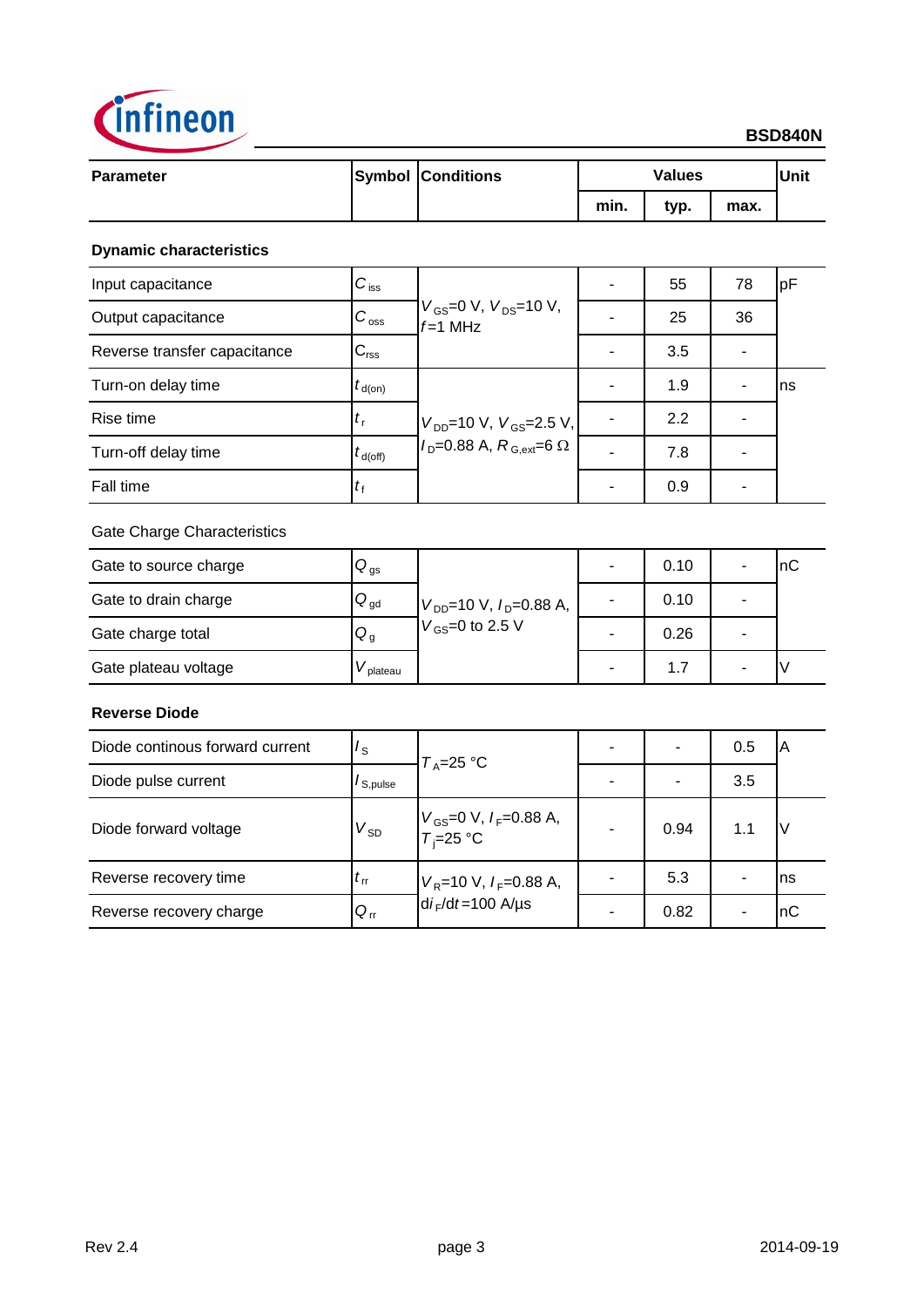| Parameter | Symbol | Conditions | Values | | | Unit |
|---|---|---|---|---|---|---|
| | | | min. | typ. | max. | |
| **Dynamic characteristics** | | | | | | |
| Input capacitance | $C_{iss}$ | $V_{GS}$=0 V, $V_{DS}$=10 V, $f$=1 MHz | - | 55 | 78 | pF |
| Output capacitance | $C_{oss}$ | | - | 25 | 36 | |
| Reverse transfer capacitance | $C_{rss}$ | | - | 3.5 | - | |
| Turn-on delay time | $t_{d(on)}$ | $V_{DD}$=10 V, $V_{GS}$=2.5 V, $I_D$=0.88 A, $R_{G,ext}$=6 Ω | - | 1.9 | - | ns |
| Rise time | $t_r$ | | - | 2.2 | - | |
| Turn-off delay time | $t_{d(off)}$ | | - | 7.8 | - | |
| Fall time | $t_f$ | | - | 0.9 | - | |
| Gate Charge Characteristics | | | | | | |
| Gate to source charge | $Q_{gs}$ | $V_{DD}$=10 V, $I_D$=0.88 A, $V_{GS}$=0 to 2.5 V | - | 0.10 | - | nC |
| Gate to drain charge | $Q_{gd}$ | | - | 0.10 | - | |
| Gate charge total | $Q_g$ | | - | 0.26 | - | |
| Gate plateau voltage | $V_{plateau}$ | | - | 1.7 | - | V |
| **Reverse Diode** | | | | | | |
| Diode continous forward current | $I_S$ | $T_A$=25 °C | - | - | 0.5 | A |
| Diode pulse current | $I_{S,pulse}$ | | - | - | 3.5 | |
| Diode forward voltage | $V_{SD}$ | $V_{GS}$=0 V, $I_F$=0.88 A, $T_j$=25 °C | - | 0.94 | 1.1 | V |
| Reverse recovery time | $t_{rr}$ | $V_R$=10 V, $I_F$=0.88 A, $di_F/dt$=100 A/µs | - | 5.3 | - | ns |
| Reverse recovery charge | $Q_{rr}$ | | - | 0.82 | - | nC |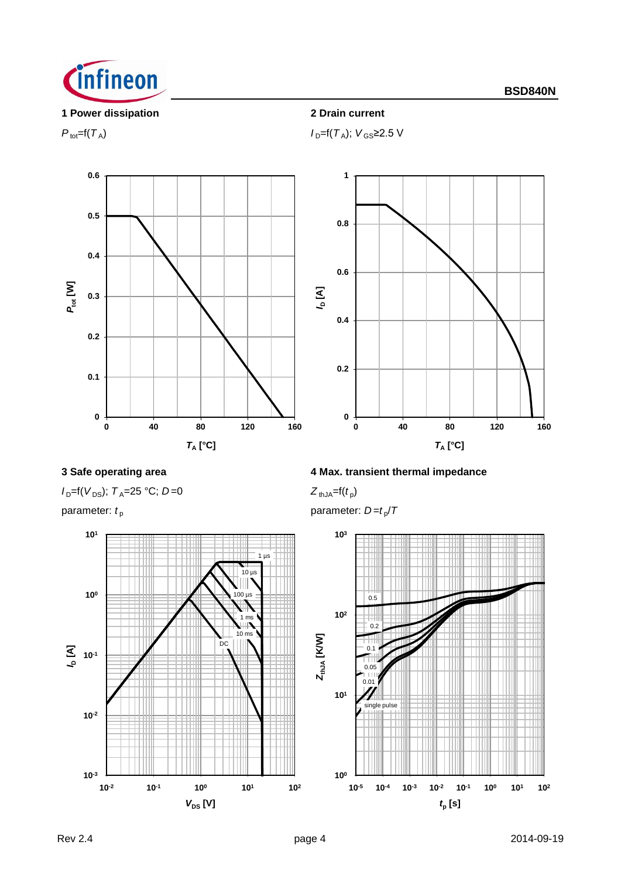### 1 Power dissipation

$P_{tot}=f(T_A)$

### 2 Drain current

$I_D=f(T_A)$; $V_{GS}\geq 2.5$ V

### 3 Safe operating area

$I_D=f(V_{DS})$; $T_A=25$ °C; $D=0$

parameter: $t_p$

### 4 Max. transient thermal impedance

$Z_{thJA}=f(t_p)$

parameter: $D=t_p/T$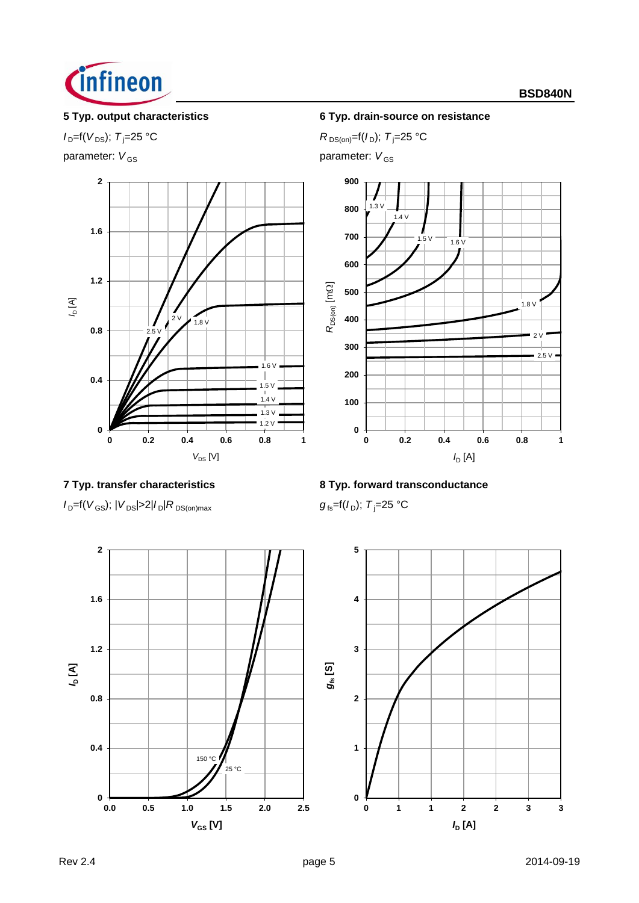### 5 Typ. output characteristics

$I_D = f(V_{DS})$; $T_j = 25$ °C

parameter: $V_{GS}$

### 6 Typ. drain-source on resistance

$R_{DS(on)} = f(I_D)$; $T_j = 25$ °C

parameter: $V_{GS}$

### 7 Typ. transfer characteristics

$I_D = f(V_{GS})$; $|V_{DS}| > 2|I_D| R_{DS(on)max}$

### 8 Typ. forward transconductance

$g_{fs} = f(I_D)$; $T_j = 25$ °C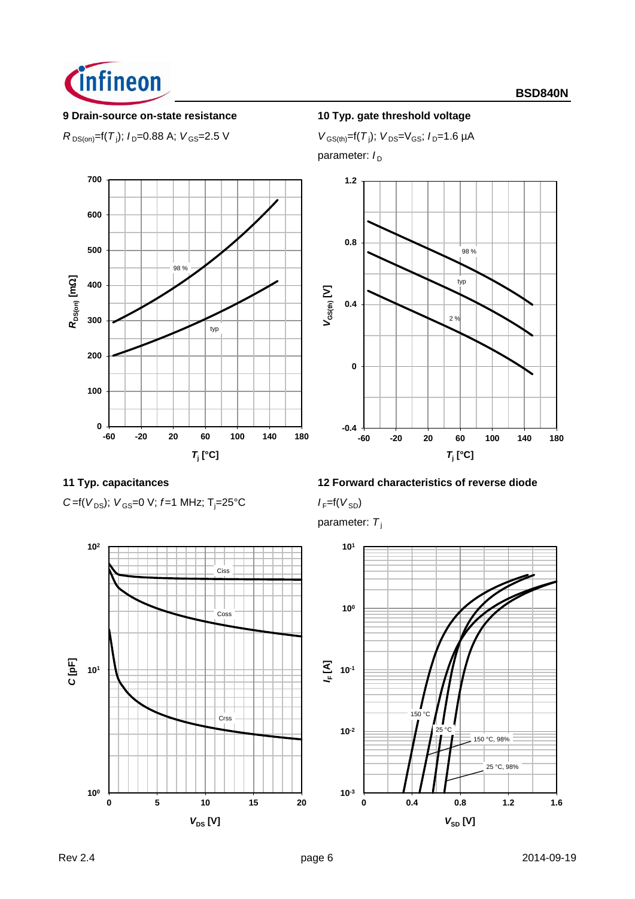### 9 Drain-source on-state resistance

$R_{DS(on)}=f(T_j)$; $I_D=0.88$ A; $V_{GS}=2.5$ V

### 10 Typ. gate threshold voltage

$V_{GS(th)}=f(T_j)$; $V_{DS}=V_{GS}$; $I_D=1.6$ µA

parameter: $I_D$

### 11 Typ. capacitances

$C=f(V_{DS})$; $V_{GS}=0$ V; $f=1$ MHz; $T_j=25$°C

### 12 Forward characteristics of reverse diode

$I_F=f(V_{SD})$

parameter: $T_j$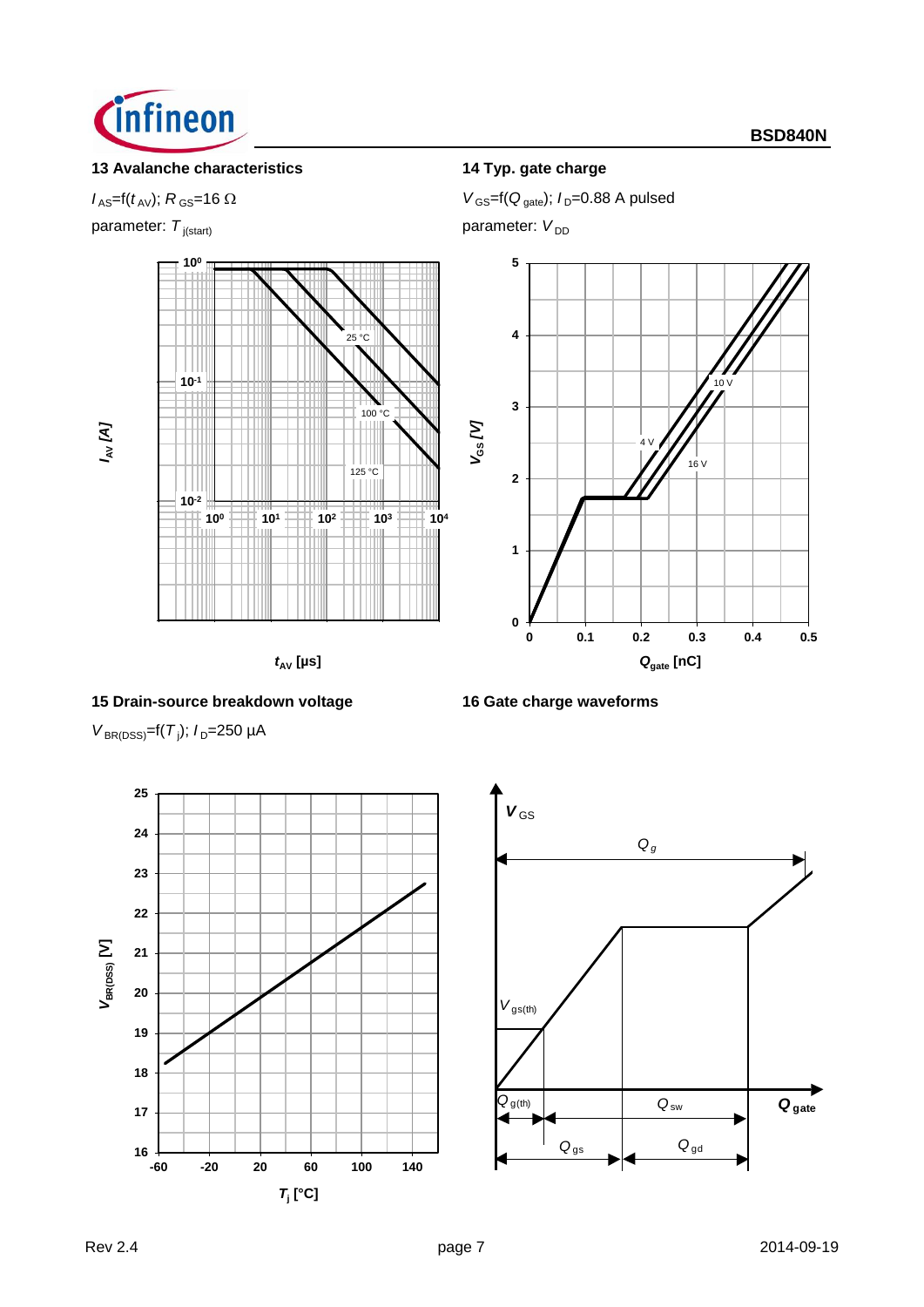### 13 Avalanche characteristics

$I_{AS}$=f($t_{AV}$); $R_{GS}$=16 Ω

parameter: $T_{j(start)}$

### 14 Typ. gate charge

$V_{GS}$=f($Q_{gate}$); $I_D$=0.88 A pulsed

parameter: $V_{DD}$

### 15 Drain-source breakdown voltage

$V_{BR(DSS)}$=f($T_j$); $I_D$=250 µA

### 16 Gate charge waveforms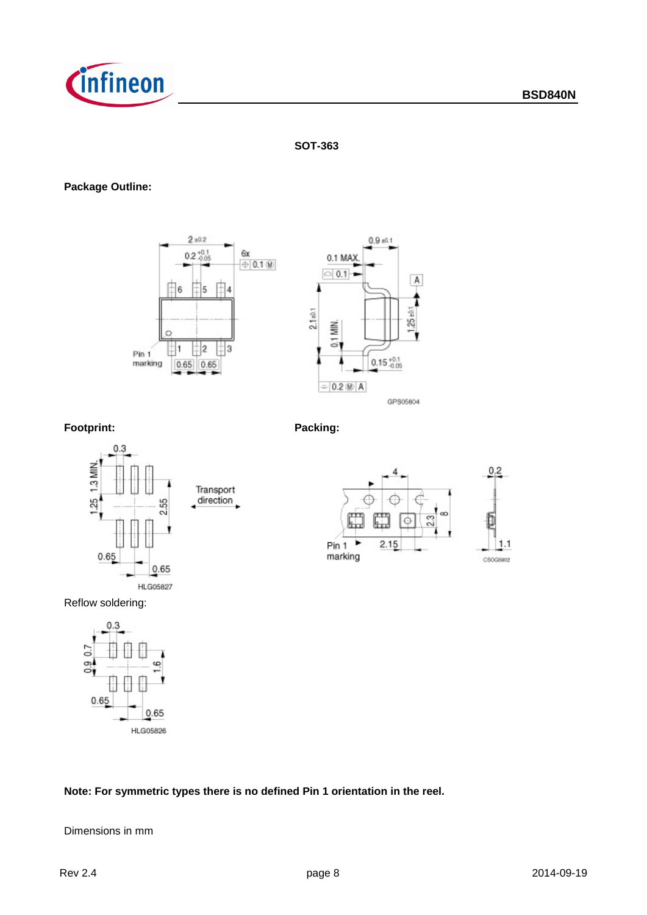# SOT-363

**Package Outline:**

**Footprint:**

**Packing:**

Reflow soldering:

**Note: For symmetric types there is no defined Pin 1 orientation in the reel.**

Dimensions in mm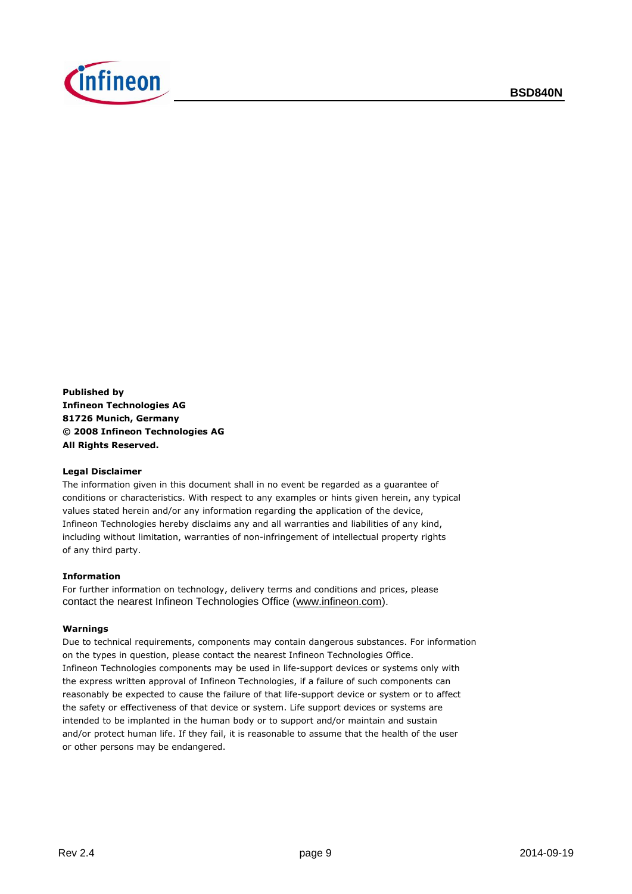**Published by**
**Infineon Technologies AG**
**81726 Munich, Germany**
**© 2008 Infineon Technologies AG**
**All Rights Reserved.**

**Legal Disclaimer**

The information given in this document shall in no event be regarded as a guarantee of conditions or characteristics. With respect to any examples or hints given herein, any typical values stated herein and/or any information regarding the application of the device, Infineon Technologies hereby disclaims any and all warranties and liabilities of any kind, including without limitation, warranties of non-infringement of intellectual property rights of any third party.

**Information**

For further information on technology, delivery terms and conditions and prices, please contact the nearest Infineon Technologies Office (www.infineon.com).

**Warnings**

Due to technical requirements, components may contain dangerous substances. For information on the types in question, please contact the nearest Infineon Technologies Office.
Infineon Technologies components may be used in life-support devices or systems only with the express written approval of Infineon Technologies, if a failure of such components can reasonably be expected to cause the failure of that life-support device or system or to affect the safety or effectiveness of that device or system. Life support devices or systems are intended to be implanted in the human body or to support and/or maintain and sustain and/or protect human life. If they fail, it is reasonable to assume that the health of the user or other persons may be endangered.